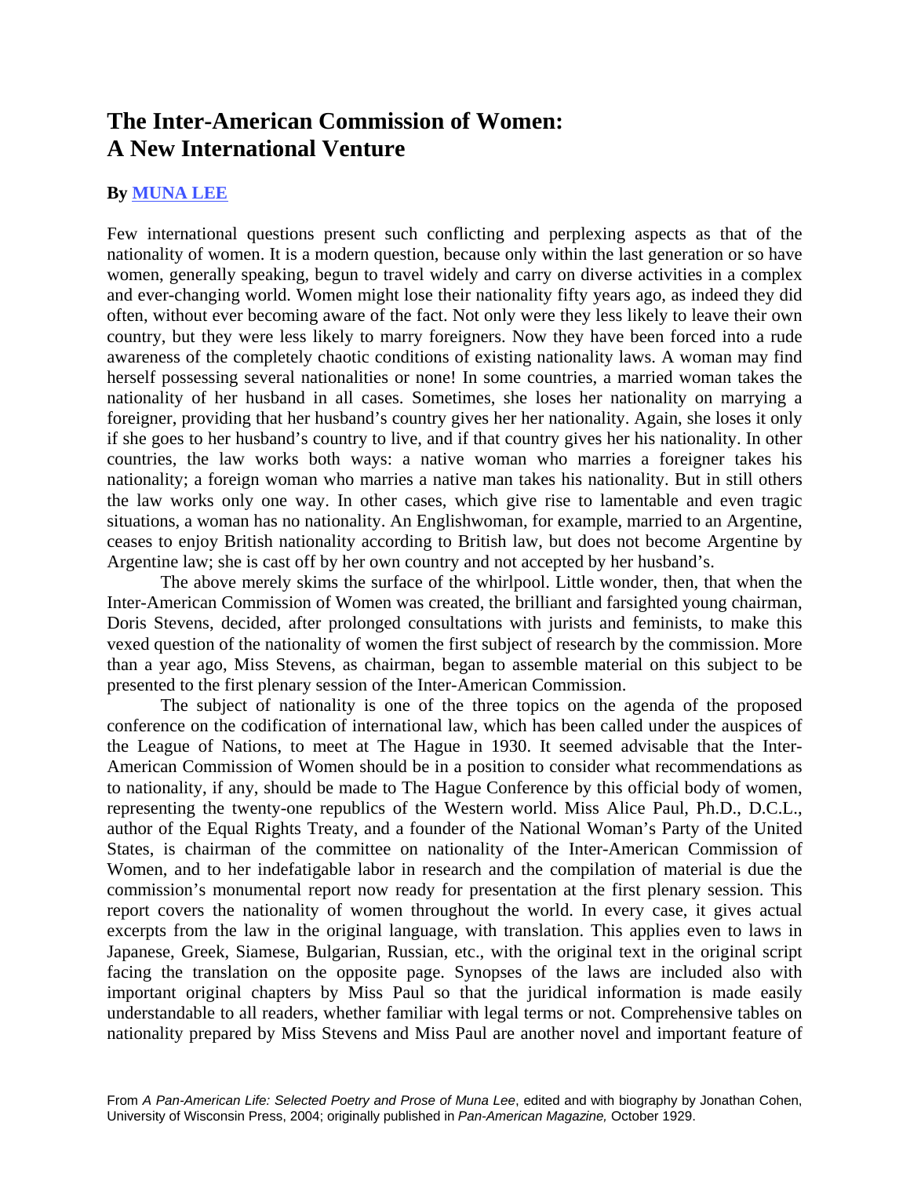# The Inter-American Commission of Women: A New International Venture

**By [MUNA LEE]**

Few international questions present such conflicting and perplexing aspects as that of the nationality of women. It is a modern question, because only within the last generation or so have women, generally speaking, begun to travel widely and carry on diverse activities in a complex and ever-changing world. Women might lose their nationality fifty years ago, as indeed they did often, without ever becoming aware of the fact. Not only were they less likely to leave their own country, but they were less likely to marry foreigners. Now they have been forced into a rude awareness of the completely chaotic conditions of existing nationality laws. A woman may find herself possessing several nationalities or none! In some countries, a married woman takes the nationality of her husband in all cases. Sometimes, she loses her nationality on marrying a foreigner, providing that her husband's country gives her her nationality. Again, she loses it only if she goes to her husband's country to live, and if that country gives her his nationality. In other countries, the law works both ways: a native woman who marries a foreigner takes his nationality; a foreign woman who marries a native man takes his nationality. But in still others the law works only one way. In other cases, which give rise to lamentable and even tragic situations, a woman has no nationality. An Englishwoman, for example, married to an Argentine, ceases to enjoy British nationality according to British law, but does not become Argentine by Argentine law; she is cast off by her own country and not accepted by her husband's.

The above merely skims the surface of the whirlpool. Little wonder, then, that when the Inter-American Commission of Women was created, the brilliant and farsighted young chairman, Doris Stevens, decided, after prolonged consultations with jurists and feminists, to make this vexed question of the nationality of women the first subject of research by the commission. More than a year ago, Miss Stevens, as chairman, began to assemble material on this subject to be presented to the first plenary session of the Inter-American Commission.

The subject of nationality is one of the three topics on the agenda of the proposed conference on the codification of international law, which has been called under the auspices of the League of Nations, to meet at The Hague in 1930. It seemed advisable that the Inter-American Commission of Women should be in a position to consider what recommendations as to nationality, if any, should be made to The Hague Conference by this official body of women, representing the twenty-one republics of the Western world. Miss Alice Paul, Ph.D., D.C.L., author of the Equal Rights Treaty, and a founder of the National Woman's Party of the United States, is chairman of the committee on nationality of the Inter-American Commission of Women, and to her indefatigable labor in research and the compilation of material is due the commission's monumental report now ready for presentation at the first plenary session. This report covers the nationality of women throughout the world. In every case, it gives actual excerpts from the law in the original language, with translation. This applies even to laws in Japanese, Greek, Siamese, Bulgarian, Russian, etc., with the original text in the original script facing the translation on the opposite page. Synopses of the laws are included also with important original chapters by Miss Paul so that the juridical information is made easily understandable to all readers, whether familiar with legal terms or not. Comprehensive tables on nationality prepared by Miss Stevens and Miss Paul are another novel and important feature of

From *A Pan-American Life: Selected Poetry and Prose of Muna Lee*, edited and with biography by Jonathan Cohen, University of Wisconsin Press, 2004; originally published in *Pan-American Magazine,* October 1929.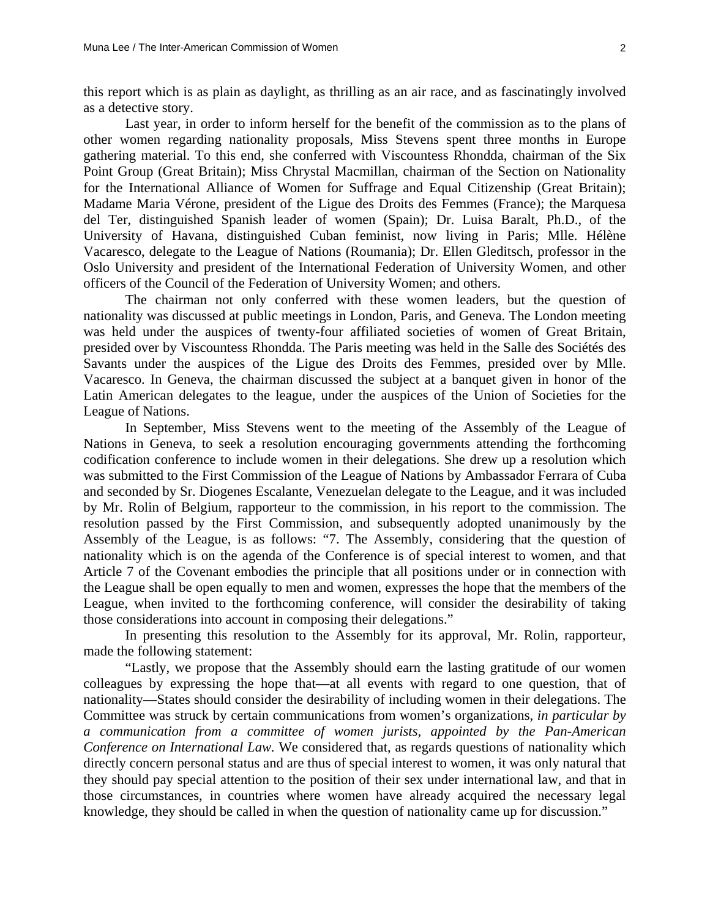this report which is as plain as daylight, as thrilling as an air race, and as fascinatingly involved as a detective story.

Last year, in order to inform herself for the benefit of the commission as to the plans of other women regarding nationality proposals, Miss Stevens spent three months in Europe gathering material. To this end, she conferred with Viscountess Rhondda, chairman of the Six Point Group (Great Britain); Miss Chrystal Macmillan, chairman of the Section on Nationality for the International Alliance of Women for Suffrage and Equal Citizenship (Great Britain); Madame Maria Vérone, president of the Ligue des Droits des Femmes (France); the Marquesa del Ter, distinguished Spanish leader of women (Spain); Dr. Luisa Baralt, Ph.D., of the University of Havana, distinguished Cuban feminist, now living in Paris; Mlle. Hélène Vacaresco, delegate to the League of Nations (Roumania); Dr. Ellen Gleditsch, professor in the Oslo University and president of the International Federation of University Women, and other officers of the Council of the Federation of University Women; and others.

The chairman not only conferred with these women leaders, but the question of nationality was discussed at public meetings in London, Paris, and Geneva. The London meeting was held under the auspices of twenty-four affiliated societies of women of Great Britain, presided over by Viscountess Rhondda. The Paris meeting was held in the Salle des Sociétés des Savants under the auspices of the Ligue des Droits des Femmes, presided over by Mlle. Vacaresco. In Geneva, the chairman discussed the subject at a banquet given in honor of the Latin American delegates to the league, under the auspices of the Union of Societies for the League of Nations.

In September, Miss Stevens went to the meeting of the Assembly of the League of Nations in Geneva, to seek a resolution encouraging governments attending the forthcoming codification conference to include women in their delegations. She drew up a resolution which was submitted to the First Commission of the League of Nations by Ambassador Ferrara of Cuba and seconded by Sr. Diogenes Escalante, Venezuelan delegate to the League, and it was included by Mr. Rolin of Belgium, rapporteur to the commission, in his report to the commission. The resolution passed by the First Commission, and subsequently adopted unanimously by the Assembly of the League, is as follows: "7. The Assembly, considering that the question of nationality which is on the agenda of the Conference is of special interest to women, and that Article 7 of the Covenant embodies the principle that all positions under or in connection with the League shall be open equally to men and women, expresses the hope that the members of the League, when invited to the forthcoming conference, will consider the desirability of taking those considerations into account in composing their delegations."

In presenting this resolution to the Assembly for its approval, Mr. Rolin, rapporteur, made the following statement:

"Lastly, we propose that the Assembly should earn the lasting gratitude of our women colleagues by expressing the hope that—at all events with regard to one question, that of nationality—States should consider the desirability of including women in their delegations. The Committee was struck by certain communications from women's organizations, *in particular by a communication from a committee of women jurists, appointed by the Pan-American Conference on International Law.* We considered that, as regards questions of nationality which directly concern personal status and are thus of special interest to women, it was only natural that they should pay special attention to the position of their sex under international law, and that in those circumstances, in countries where women have already acquired the necessary legal knowledge, they should be called in when the question of nationality came up for discussion."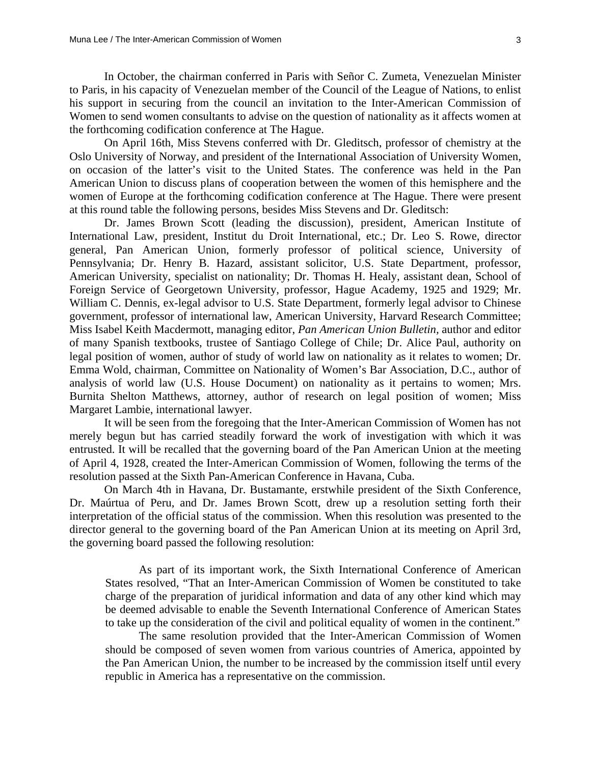In October, the chairman conferred in Paris with Señor C. Zumeta, Venezuelan Minister to Paris, in his capacity of Venezuelan member of the Council of the League of Nations, to enlist his support in securing from the council an invitation to the Inter-American Commission of Women to send women consultants to advise on the question of nationality as it affects women at the forthcoming codification conference at The Hague.

On April 16th, Miss Stevens conferred with Dr. Gleditsch, professor of chemistry at the Oslo University of Norway, and president of the International Association of University Women, on occasion of the latter's visit to the United States. The conference was held in the Pan American Union to discuss plans of cooperation between the women of this hemisphere and the women of Europe at the forthcoming codification conference at The Hague. There were present at this round table the following persons, besides Miss Stevens and Dr. Gleditsch:

Dr. James Brown Scott (leading the discussion), president, American Institute of International Law, president, Institut du Droit International, etc.; Dr. Leo S. Rowe, director general, Pan American Union, formerly professor of political science, University of Pennsylvania; Dr. Henry B. Hazard, assistant solicitor, U.S. State Department, professor, American University, specialist on nationality; Dr. Thomas H. Healy, assistant dean, School of Foreign Service of Georgetown University, professor, Hague Academy, 1925 and 1929; Mr. William C. Dennis, ex-legal advisor to U.S. State Department, formerly legal advisor to Chinese government, professor of international law, American University, Harvard Research Committee; Miss Isabel Keith Macdermott, managing editor, *Pan American Union Bulletin,* author and editor of many Spanish textbooks, trustee of Santiago College of Chile; Dr. Alice Paul, authority on legal position of women, author of study of world law on nationality as it relates to women; Dr. Emma Wold, chairman, Committee on Nationality of Women's Bar Association, D.C., author of analysis of world law (U.S. House Document) on nationality as it pertains to women; Mrs. Burnita Shelton Matthews, attorney, author of research on legal position of women; Miss Margaret Lambie, international lawyer.

It will be seen from the foregoing that the Inter-American Commission of Women has not merely begun but has carried steadily forward the work of investigation with which it was entrusted. It will be recalled that the governing board of the Pan American Union at the meeting of April 4, 1928, created the Inter-American Commission of Women, following the terms of the resolution passed at the Sixth Pan-American Conference in Havana, Cuba.

On March 4th in Havana, Dr. Bustamante, erstwhile president of the Sixth Conference, Dr. Maúrtua of Peru, and Dr. James Brown Scott, drew up a resolution setting forth their interpretation of the official status of the commission. When this resolution was presented to the director general to the governing board of the Pan American Union at its meeting on April 3rd, the governing board passed the following resolution:

> As part of its important work, the Sixth International Conference of American States resolved, "That an Inter-American Commission of Women be constituted to take charge of the preparation of juridical information and data of any other kind which may be deemed advisable to enable the Seventh International Conference of American States to take up the consideration of the civil and political equality of women in the continent."
>
> The same resolution provided that the Inter-American Commission of Women should be composed of seven women from various countries of America, appointed by the Pan American Union, the number to be increased by the commission itself until every republic in America has a representative on the commission.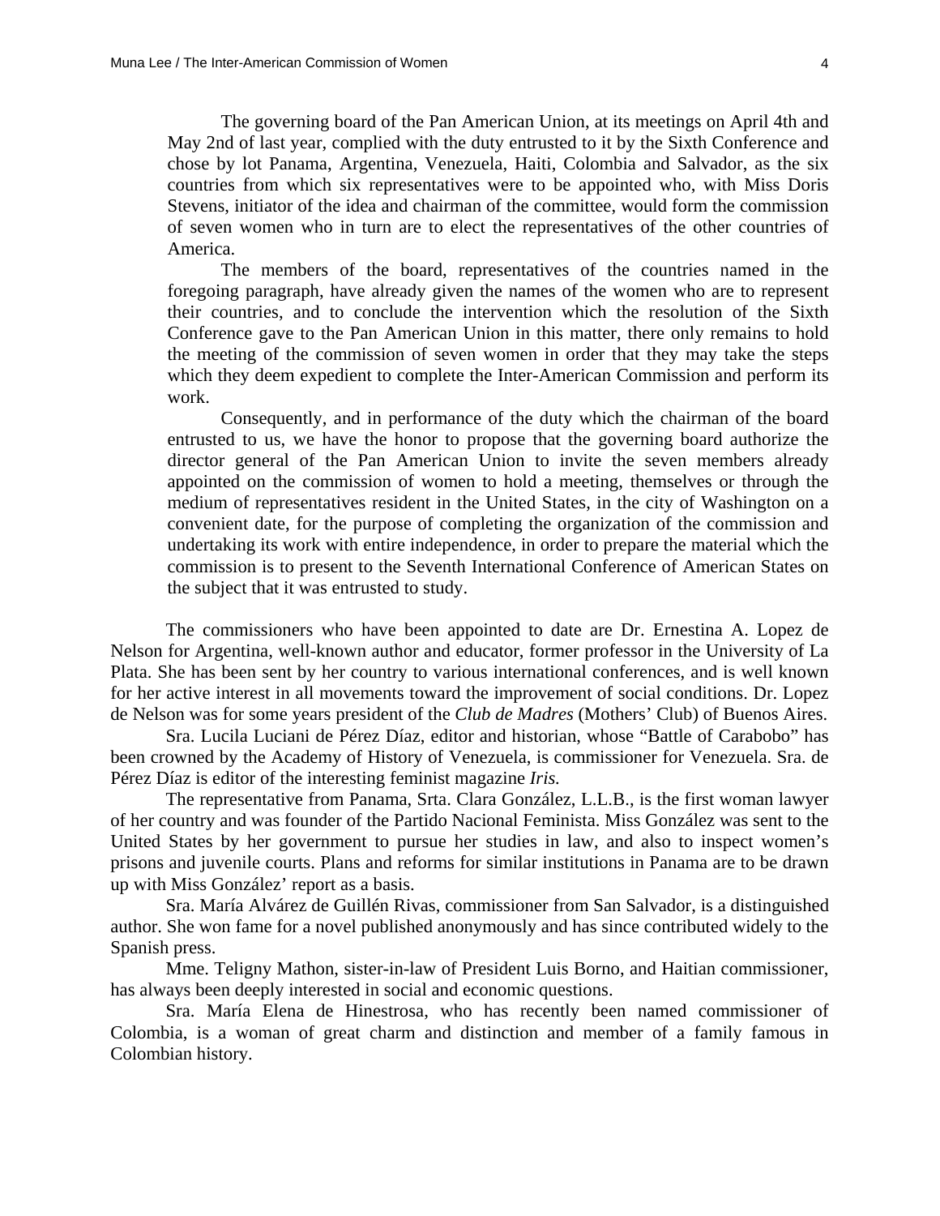> The governing board of the Pan American Union, at its meetings on April 4th and May 2nd of last year, complied with the duty entrusted to it by the Sixth Conference and chose by lot Panama, Argentina, Venezuela, Haiti, Colombia and Salvador, as the six countries from which six representatives were to be appointed who, with Miss Doris Stevens, initiator of the idea and chairman of the committee, would form the commission of seven women who in turn are to elect the representatives of the other countries of America.
>
> The members of the board, representatives of the countries named in the foregoing paragraph, have already given the names of the women who are to represent their countries, and to conclude the intervention which the resolution of the Sixth Conference gave to the Pan American Union in this matter, there only remains to hold the meeting of the commission of seven women in order that they may take the steps which they deem expedient to complete the Inter-American Commission and perform its work.
>
> Consequently, and in performance of the duty which the chairman of the board entrusted to us, we have the honor to propose that the governing board authorize the director general of the Pan American Union to invite the seven members already appointed on the commission of women to hold a meeting, themselves or through the medium of representatives resident in the United States, in the city of Washington on a convenient date, for the purpose of completing the organization of the commission and undertaking its work with entire independence, in order to prepare the material which the commission is to present to the Seventh International Conference of American States on the subject that it was entrusted to study.

The commissioners who have been appointed to date are Dr. Ernestina A. Lopez de Nelson for Argentina, well-known author and educator, former professor in the University of La Plata. She has been sent by her country to various international conferences, and is well known for her active interest in all movements toward the improvement of social conditions. Dr. Lopez de Nelson was for some years president of the *Club de Madres* (Mothers' Club) of Buenos Aires.

Sra. Lucila Luciani de Pérez Díaz, editor and historian, whose "Battle of Carabobo" has been crowned by the Academy of History of Venezuela, is commissioner for Venezuela. Sra. de Pérez Díaz is editor of the interesting feminist magazine *Iris*.

The representative from Panama, Srta. Clara González, L.L.B., is the first woman lawyer of her country and was founder of the Partido Nacional Feminista. Miss González was sent to the United States by her government to pursue her studies in law, and also to inspect women's prisons and juvenile courts. Plans and reforms for similar institutions in Panama are to be drawn up with Miss González' report as a basis.

Sra. María Alvárez de Guillén Rivas, commissioner from San Salvador, is a distinguished author. She won fame for a novel published anonymously and has since contributed widely to the Spanish press.

Mme. Teligny Mathon, sister-in-law of President Luis Borno, and Haitian commissioner, has always been deeply interested in social and economic questions.

Sra. María Elena de Hinestrosa, who has recently been named commissioner of Colombia, is a woman of great charm and distinction and member of a family famous in Colombian history.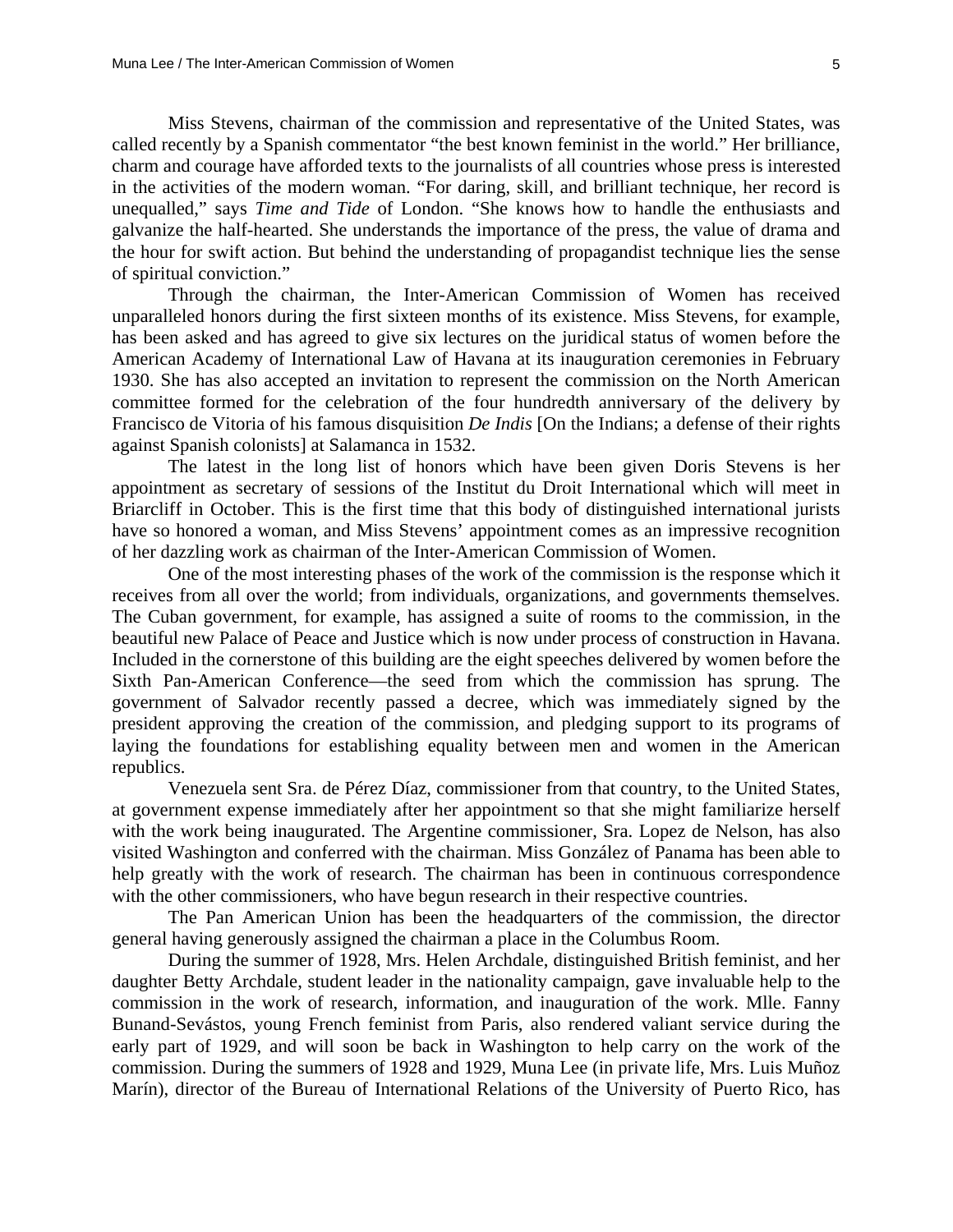Miss Stevens, chairman of the commission and representative of the United States, was called recently by a Spanish commentator "the best known feminist in the world." Her brilliance, charm and courage have afforded texts to the journalists of all countries whose press is interested in the activities of the modern woman. "For daring, skill, and brilliant technique, her record is unequalled," says *Time and Tide* of London. "She knows how to handle the enthusiasts and galvanize the half-hearted. She understands the importance of the press, the value of drama and the hour for swift action. But behind the understanding of propagandist technique lies the sense of spiritual conviction."

Through the chairman, the Inter-American Commission of Women has received unparalleled honors during the first sixteen months of its existence. Miss Stevens, for example, has been asked and has agreed to give six lectures on the juridical status of women before the American Academy of International Law of Havana at its inauguration ceremonies in February 1930. She has also accepted an invitation to represent the commission on the North American committee formed for the celebration of the four hundredth anniversary of the delivery by Francisco de Vitoria of his famous disquisition *De Indis* [On the Indians; a defense of their rights against Spanish colonists] at Salamanca in 1532.

The latest in the long list of honors which have been given Doris Stevens is her appointment as secretary of sessions of the Institut du Droit International which will meet in Briarcliff in October. This is the first time that this body of distinguished international jurists have so honored a woman, and Miss Stevens' appointment comes as an impressive recognition of her dazzling work as chairman of the Inter-American Commission of Women.

One of the most interesting phases of the work of the commission is the response which it receives from all over the world; from individuals, organizations, and governments themselves. The Cuban government, for example, has assigned a suite of rooms to the commission, in the beautiful new Palace of Peace and Justice which is now under process of construction in Havana. Included in the cornerstone of this building are the eight speeches delivered by women before the Sixth Pan-American Conference—the seed from which the commission has sprung. The government of Salvador recently passed a decree, which was immediately signed by the president approving the creation of the commission, and pledging support to its programs of laying the foundations for establishing equality between men and women in the American republics.

Venezuela sent Sra. de Pérez Díaz, commissioner from that country, to the United States, at government expense immediately after her appointment so that she might familiarize herself with the work being inaugurated. The Argentine commissioner, Sra. Lopez de Nelson, has also visited Washington and conferred with the chairman. Miss González of Panama has been able to help greatly with the work of research. The chairman has been in continuous correspondence with the other commissioners, who have begun research in their respective countries.

The Pan American Union has been the headquarters of the commission, the director general having generously assigned the chairman a place in the Columbus Room.

During the summer of 1928, Mrs. Helen Archdale, distinguished British feminist, and her daughter Betty Archdale, student leader in the nationality campaign, gave invaluable help to the commission in the work of research, information, and inauguration of the work. Mlle. Fanny Bunand-Sevástos, young French feminist from Paris, also rendered valiant service during the early part of 1929, and will soon be back in Washington to help carry on the work of the commission. During the summers of 1928 and 1929, Muna Lee (in private life, Mrs. Luis Muñoz Marín), director of the Bureau of International Relations of the University of Puerto Rico, has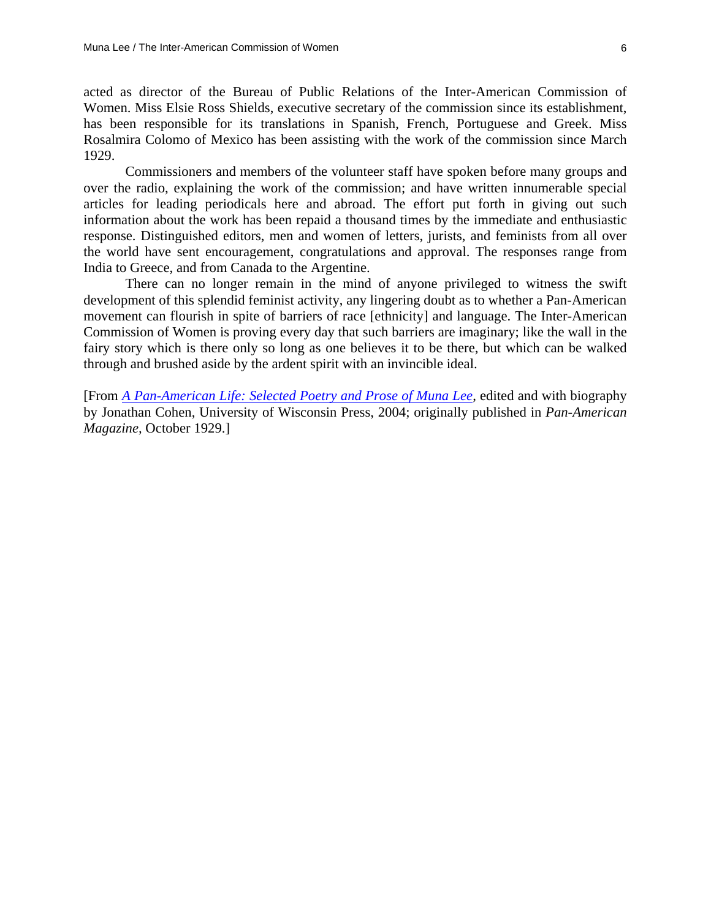acted as director of the Bureau of Public Relations of the Inter-American Commission of Women. Miss Elsie Ross Shields, executive secretary of the commission since its establishment, has been responsible for its translations in Spanish, French, Portuguese and Greek. Miss Rosalmira Colomo of Mexico has been assisting with the work of the commission since March 1929.

Commissioners and members of the volunteer staff have spoken before many groups and over the radio, explaining the work of the commission; and have written innumerable special articles for leading periodicals here and abroad. The effort put forth in giving out such information about the work has been repaid a thousand times by the immediate and enthusiastic response. Distinguished editors, men and women of letters, jurists, and feminists from all over the world have sent encouragement, congratulations and approval. The responses range from India to Greece, and from Canada to the Argentine.

There can no longer remain in the mind of anyone privileged to witness the swift development of this splendid feminist activity, any lingering doubt as to whether a Pan-American movement can flourish in spite of barriers of race [ethnicity] and language. The Inter-American Commission of Women is proving every day that such barriers are imaginary; like the wall in the fairy story which is there only so long as one believes it to be there, but which can be walked through and brushed aside by the ardent spirit with an invincible ideal.

[From *A Pan-American Life: Selected Poetry and Prose of Muna Lee*, edited and with biography by Jonathan Cohen, University of Wisconsin Press, 2004; originally published in *Pan-American Magazine*, October 1929.]